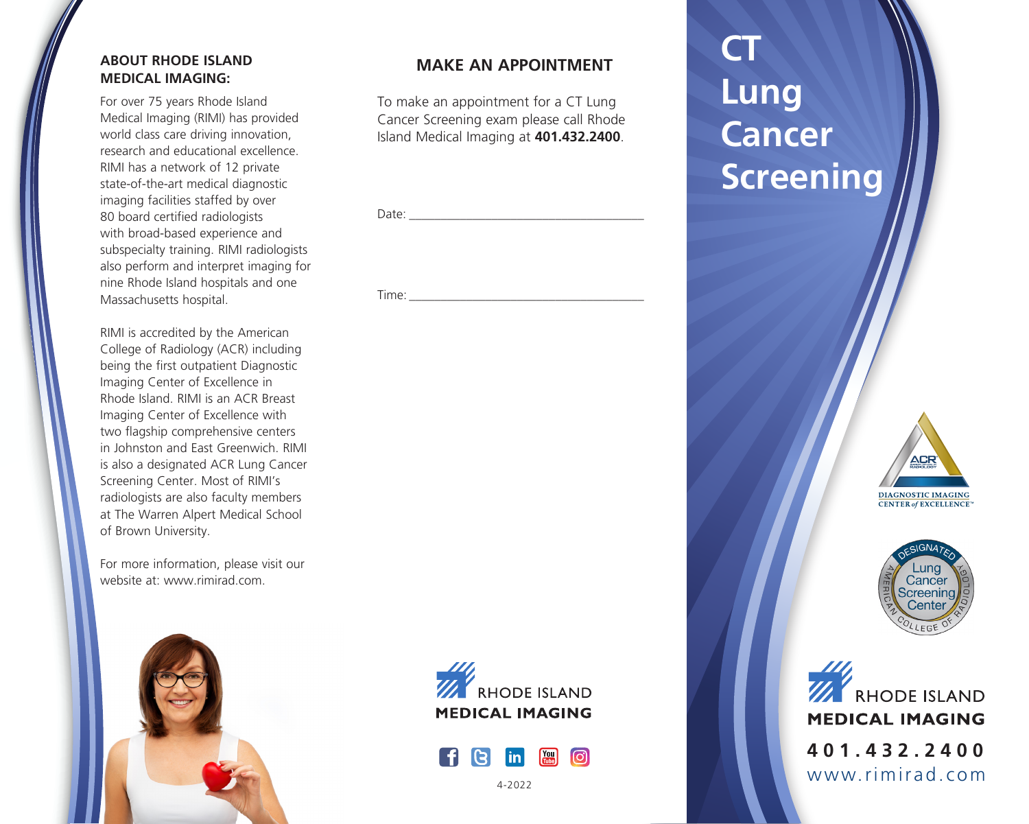## ABOUT RHODE ISLAND MEDICAL IMAGING:

For over 75 years Rhode Island Medical Imaging (RIMI) has provided world class care driving innovation, research and educational excellence. RIMI has a network of 12 private state-of-the-art medical diagnostic imaging facilities staffed by over 80 board certified radiologists with broad-based experience and subspecialty training. RIMI radiologists also perform and interpret imaging for nine Rhode Island hospitals and one Massachusetts hospital.

RIMI is accredited by the American College of Radiology (ACR) including being the first outpatient Diagnostic Imaging Center of Excellence in Rhode Island. RIMI is an ACR Breast Imaging Center of Excellence with two flagship comprehensive centers in Johnston and East Greenwich. RIMI is also a designated ACR Lung Cancer Screening Center. Most of RIMI's radiologists are also faculty members at The Warren Alpert Medical School of Brown University.

For more information, please visit our website at: www.rimirad.com.

## MAKE AN APPOINTMENT

To make an appointment for a CT Lung Cancer Screening exam please call Rhode Island Medical Imaging at **401.432.2400**.

Date: ___________________________________

Time: ___________________________________

RHODE ISLAND MEDICAL IMAGING

4-2022

# CT Lung Cancer Screening

ACR DIAGNOSTIC IMAGING CENTER of EXCELLENCE

DESIGNATED Lung Cancer Screening Center AMERICAN COLLEGE OF RADIOLOGY

RHODE ISLAND MEDICAL IMAGING

**401.432.2400**

www.rimirad.com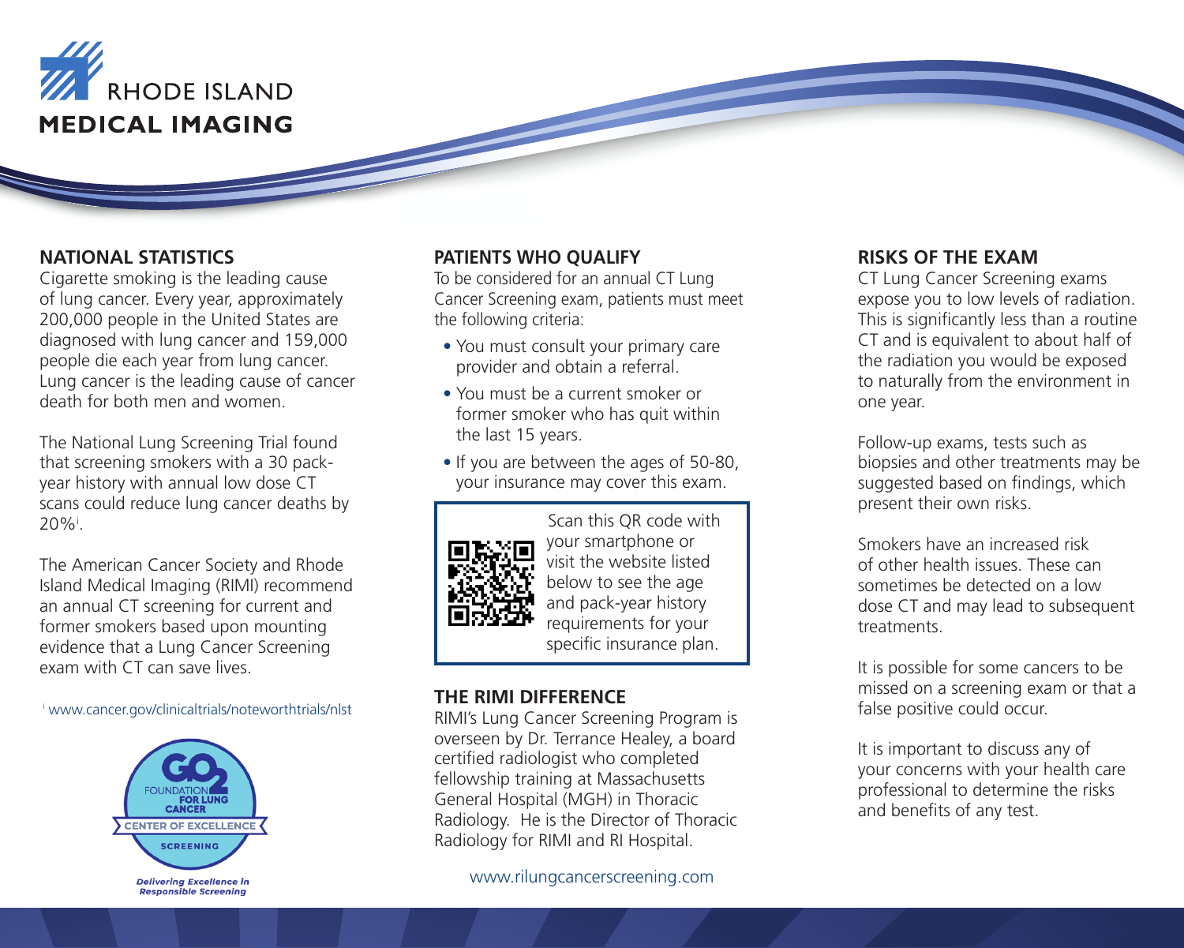RHODE ISLAND
MEDICAL IMAGING

## NATIONAL STATISTICS

Cigarette smoking is the leading cause of lung cancer. Every year, approximately 200,000 people in the United States are diagnosed with lung cancer and 159,000 people die each year from lung cancer. Lung cancer is the leading cause of cancer death for both men and women.

The National Lung Screening Trial found that screening smokers with a 30 pack-year history with annual low dose CT scans could reduce lung cancer deaths by 20%[i].

The American Cancer Society and Rhode Island Medical Imaging (RIMI) recommend an annual CT screening for current and former smokers based upon mounting evidence that a Lung Cancer Screening exam with CT can save lives.

[i] www.cancer.gov/clinicaltrials/noteworthytrials/nlst

GO2 FOUNDATION FOR LUNG CANCER
CENTER OF EXCELLENCE
SCREENING

*Delivering Excellence in Responsible Screening*

## PATIENTS WHO QUALIFY

To be considered for an annual CT Lung Cancer Screening exam, patients must meet the following criteria:

- You must consult your primary care provider and obtain a referral.
- You must be a current smoker or former smoker who has quit within the last 15 years.
- If you are between the ages of 50-80, your insurance may cover this exam.

Scan this QR code with your smartphone or visit the website listed below to see the age and pack-year history requirements for your specific insurance plan.

## THE RIMI DIFFERENCE

RIMI's Lung Cancer Screening Program is overseen by Dr. Terrance Healey, a board certified radiologist who completed fellowship training at Massachusetts General Hospital (MGH) in Thoracic Radiology. He is the Director of Thoracic Radiology for RIMI and RI Hospital.

www.rilungcancerscreening.com

## RISKS OF THE EXAM

CT Lung Cancer Screening exams expose you to low levels of radiation. This is significantly less than a routine CT and is equivalent to about half of the radiation you would be exposed to naturally from the environment in one year.

Follow-up exams, tests such as biopsies and other treatments may be suggested based on findings, which present their own risks.

Smokers have an increased risk of other health issues. These can sometimes be detected on a low dose CT and may lead to subsequent treatments.

It is possible for some cancers to be missed on a screening exam or that a false positive could occur.

It is important to discuss any of your concerns with your health care professional to determine the risks and benefits of any test.